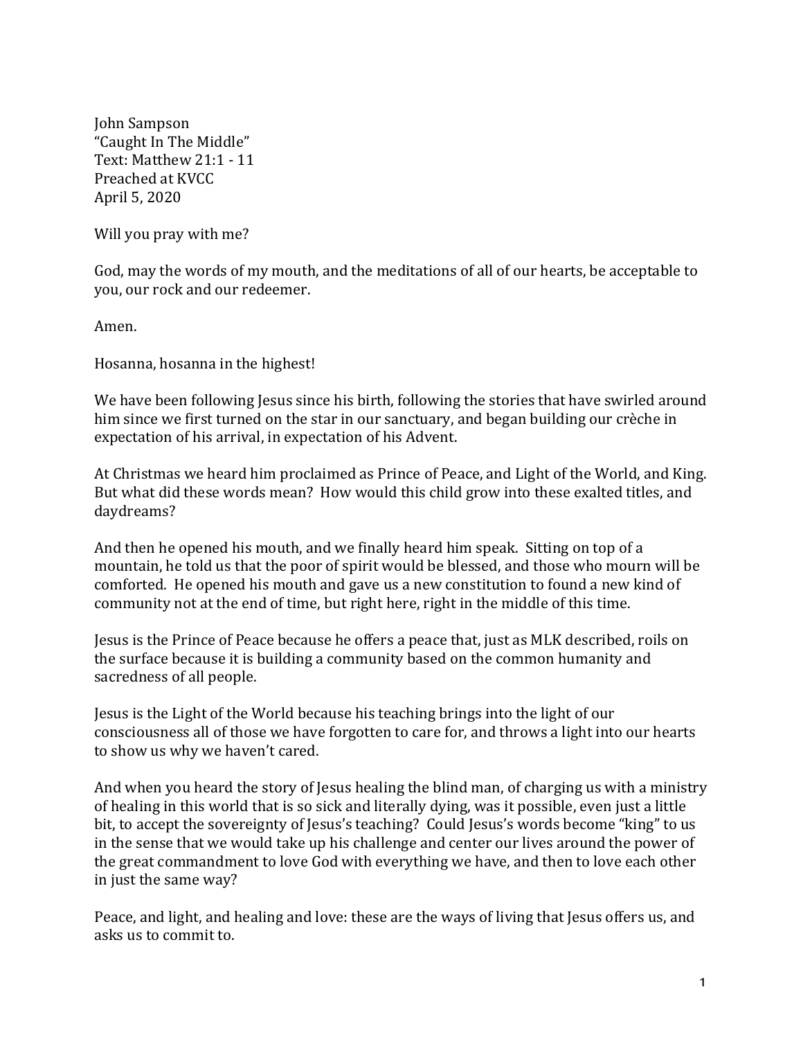John Sampson
"Caught In The Middle"
Text: Matthew 21:1 - 11
Preached at KVCC
April 5, 2020

Will you pray with me?

God, may the words of my mouth, and the meditations of all of our hearts, be acceptable to you, our rock and our redeemer.

Amen.

Hosanna, hosanna in the highest!

We have been following Jesus since his birth, following the stories that have swirled around him since we first turned on the star in our sanctuary, and began building our crèche in expectation of his arrival, in expectation of his Advent.

At Christmas we heard him proclaimed as Prince of Peace, and Light of the World, and King. But what did these words mean? How would this child grow into these exalted titles, and daydreams?

And then he opened his mouth, and we finally heard him speak. Sitting on top of a mountain, he told us that the poor of spirit would be blessed, and those who mourn will be comforted. He opened his mouth and gave us a new constitution to found a new kind of community not at the end of time, but right here, right in the middle of this time.

Jesus is the Prince of Peace because he offers a peace that, just as MLK described, roils on the surface because it is building a community based on the common humanity and sacredness of all people.

Jesus is the Light of the World because his teaching brings into the light of our consciousness all of those we have forgotten to care for, and throws a light into our hearts to show us why we haven't cared.

And when you heard the story of Jesus healing the blind man, of charging us with a ministry of healing in this world that is so sick and literally dying, was it possible, even just a little bit, to accept the sovereignty of Jesus's teaching? Could Jesus's words become "king" to us in the sense that we would take up his challenge and center our lives around the power of the great commandment to love God with everything we have, and then to love each other in just the same way?

Peace, and light, and healing and love: these are the ways of living that Jesus offers us, and asks us to commit to.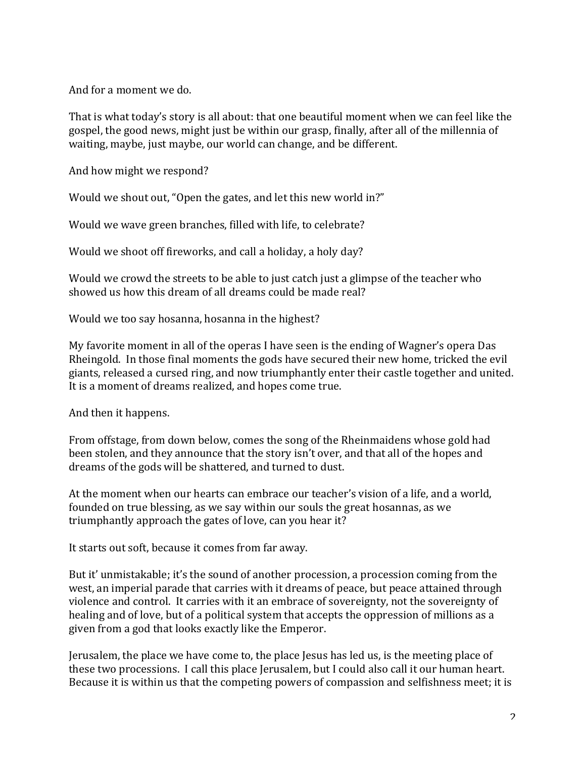And for a moment we do.

That is what today's story is all about: that one beautiful moment when we can feel like the gospel, the good news, might just be within our grasp, finally, after all of the millennia of waiting, maybe, just maybe, our world can change, and be different.

And how might we respond?

Would we shout out, "Open the gates, and let this new world in?"

Would we wave green branches, filled with life, to celebrate?

Would we shoot off fireworks, and call a holiday, a holy day?

Would we crowd the streets to be able to just catch just a glimpse of the teacher who showed us how this dream of all dreams could be made real?

Would we too say hosanna, hosanna in the highest?

My favorite moment in all of the operas I have seen is the ending of Wagner's opera Das Rheingold. In those final moments the gods have secured their new home, tricked the evil giants, released a cursed ring, and now triumphantly enter their castle together and united. It is a moment of dreams realized, and hopes come true.

And then it happens.

From offstage, from down below, comes the song of the Rheinmaidens whose gold had been stolen, and they announce that the story isn't over, and that all of the hopes and dreams of the gods will be shattered, and turned to dust.

At the moment when our hearts can embrace our teacher's vision of a life, and a world, founded on true blessing, as we say within our souls the great hosannas, as we triumphantly approach the gates of love, can you hear it?

It starts out soft, because it comes from far away.

But it' unmistakable; it's the sound of another procession, a procession coming from the west, an imperial parade that carries with it dreams of peace, but peace attained through violence and control. It carries with it an embrace of sovereignty, not the sovereignty of healing and of love, but of a political system that accepts the oppression of millions as a given from a god that looks exactly like the Emperor.

Jerusalem, the place we have come to, the place Jesus has led us, is the meeting place of these two processions. I call this place Jerusalem, but I could also call it our human heart. Because it is within us that the competing powers of compassion and selfishness meet; it is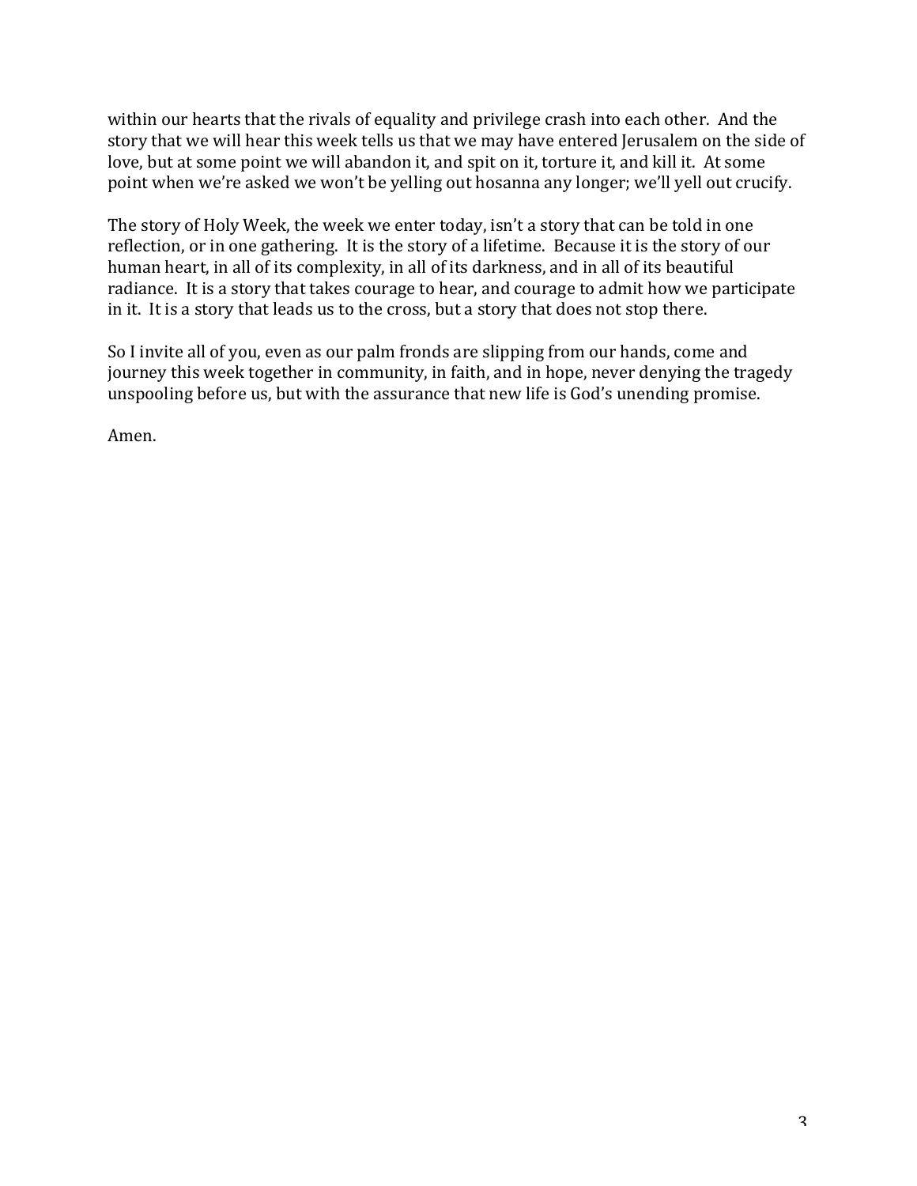within our hearts that the rivals of equality and privilege crash into each other. And the story that we will hear this week tells us that we may have entered Jerusalem on the side of love, but at some point we will abandon it, and spit on it, torture it, and kill it. At some point when we're asked we won't be yelling out hosanna any longer; we'll yell out crucify.

The story of Holy Week, the week we enter today, isn't a story that can be told in one reflection, or in one gathering. It is the story of a lifetime. Because it is the story of our human heart, in all of its complexity, in all of its darkness, and in all of its beautiful radiance. It is a story that takes courage to hear, and courage to admit how we participate in it. It is a story that leads us to the cross, but a story that does not stop there.

So I invite all of you, even as our palm fronds are slipping from our hands, come and journey this week together in community, in faith, and in hope, never denying the tragedy unspooling before us, but with the assurance that new life is God's unending promise.

Amen.